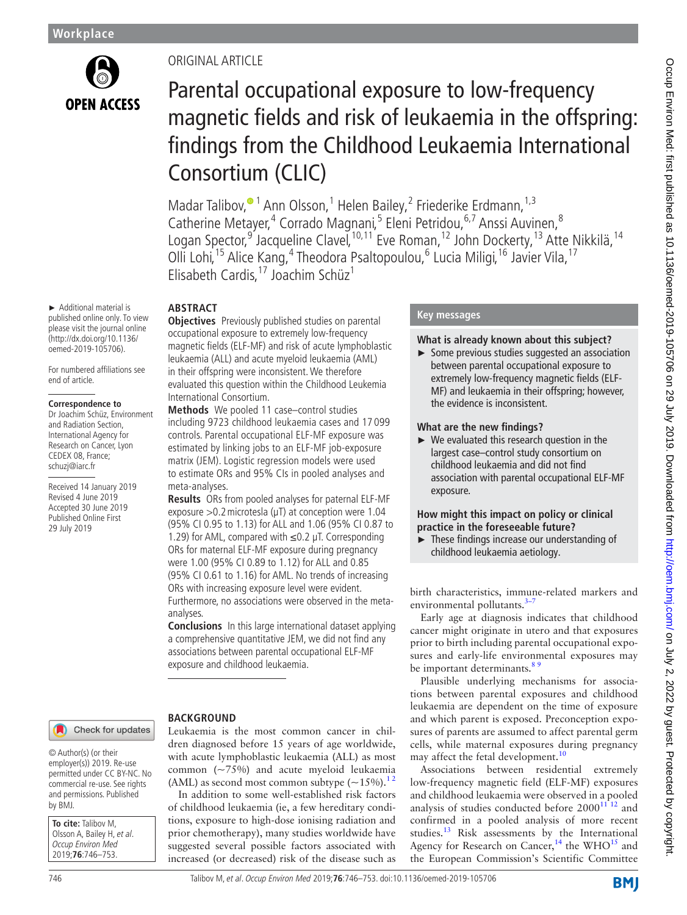Workplace

ORIGINAL ARTICLE

# Parental occupational exposure to low-frequency magnetic fields and risk of leukaemia in the offspring: findings from the Childhood Leukaemia International Consortium (CLIC)

Madar Talibov,[1] Ann Olsson,[1] Helen Bailey,[2] Friederike Erdmann,[1,3] Catherine Metayer,[4] Corrado Magnani,[5] Eleni Petridou,[6,7] Anssi Auvinen,[8] Logan Spector,[9] Jacqueline Clavel,[10,11] Eve Roman,[12] John Dockerty,[13] Atte Nikkilä,[14] Olli Lohi,[15] Alice Kang,[4] Theodora Psaltopoulou,[6] Lucia Miligi,[16] Javier Vila,[17] Elisabeth Cardis,[17] Joachim Schüz[1]

► Additional material is published online only. To view please visit the journal online (http://dx.doi.org/10.1136/oemed-2019-105706).

For numbered affiliations see end of article.

**Correspondence to**
Dr Joachim Schüz, Environment and Radiation Section, International Agency for Research on Cancer, Lyon CEDEX 08, France; schuzj@iarc.fr

Received 14 January 2019
Revised 4 June 2019
Accepted 30 June 2019
Published Online First 29 July 2019

## ABSTRACT

**Objectives** Previously published studies on parental occupational exposure to extremely low-frequency magnetic fields (ELF-MF) and risk of acute lymphoblastic leukaemia (ALL) and acute myeloid leukaemia (AML) in their offspring were inconsistent. We therefore evaluated this question within the Childhood Leukemia International Consortium.

**Methods** We pooled 11 case–control studies including 9723 childhood leukaemia cases and 17 099 controls. Parental occupational ELF-MF exposure was estimated by linking jobs to an ELF-MF job-exposure matrix (JEM). Logistic regression models were used to estimate ORs and 95% CIs in pooled analyses and meta-analyses.

**Results** ORs from pooled analyses for paternal ELF-MF exposure >0.2 microtesla (µT) at conception were 1.04 (95% CI 0.95 to 1.13) for ALL and 1.06 (95% CI 0.87 to 1.29) for AML, compared with ≤0.2 µT. Corresponding ORs for maternal ELF-MF exposure during pregnancy were 1.00 (95% CI 0.89 to 1.12) for ALL and 0.85 (95% CI 0.61 to 1.16) for AML. No trends of increasing ORs with increasing exposure level were evident. Furthermore, no associations were observed in the meta-analyses.

**Conclusions** In this large international dataset applying a comprehensive quantitative JEM, we did not find any associations between parental occupational ELF-MF exposure and childhood leukaemia.

## Key messages

### What is already known about this subject?

► Some previous studies suggested an association between parental occupational exposure to extremely low-frequency magnetic fields (ELF-MF) and leukaemia in their offspring; however, the evidence is inconsistent.

### What are the new findings?

► We evaluated this research question in the largest case–control study consortium on childhood leukaemia and did not find association with parental occupational ELF-MF exposure.

### How might this impact on policy or clinical practice in the foreseeable future?

► These findings increase our understanding of childhood leukaemia aetiology.

## BACKGROUND

Leukaemia is the most common cancer in children diagnosed before 15 years of age worldwide, with acute lymphoblastic leukaemia (ALL) as most common (~75%) and acute myeloid leukaemia (AML) as second most common subtype (~15%).[1,2]

In addition to some well-established risk factors of childhood leukaemia (ie, a few hereditary conditions, exposure to high-dose ionising radiation and prior chemotherapy), many studies worldwide have suggested several possible factors associated with increased (or decreased) risk of the disease such as birth characteristics, immune-related markers and environmental pollutants.[3–7]

Early age at diagnosis indicates that childhood cancer might originate in utero and that exposures prior to birth including parental occupational exposures and early-life environmental exposures may be important determinants.[8,9]

Plausible underlying mechanisms for associations between parental exposures and childhood leukaemia are dependent on the time of exposure and which parent is exposed. Preconception exposures of parents are assumed to affect parental germ cells, while maternal exposures during pregnancy may affect the fetal development.[10]

Associations between residential extremely low-frequency magnetic field (ELF-MF) exposures and childhood leukaemia were observed in a pooled analysis of studies conducted before 2000[11,12] and confirmed in a pooled analysis of more recent studies.[13] Risk assessments by the International Agency for Research on Cancer,[14] the WHO[15] and the European Commission's Scientific Committee

© Author(s) (or their employer(s)) 2019. Re-use permitted under CC BY-NC. No commercial re-use. See rights and permissions. Published by BMJ.

**To cite:** Talibov M, Olsson A, Bailey H, *et al*. *Occup Environ Med* 2019;**76**:746–753.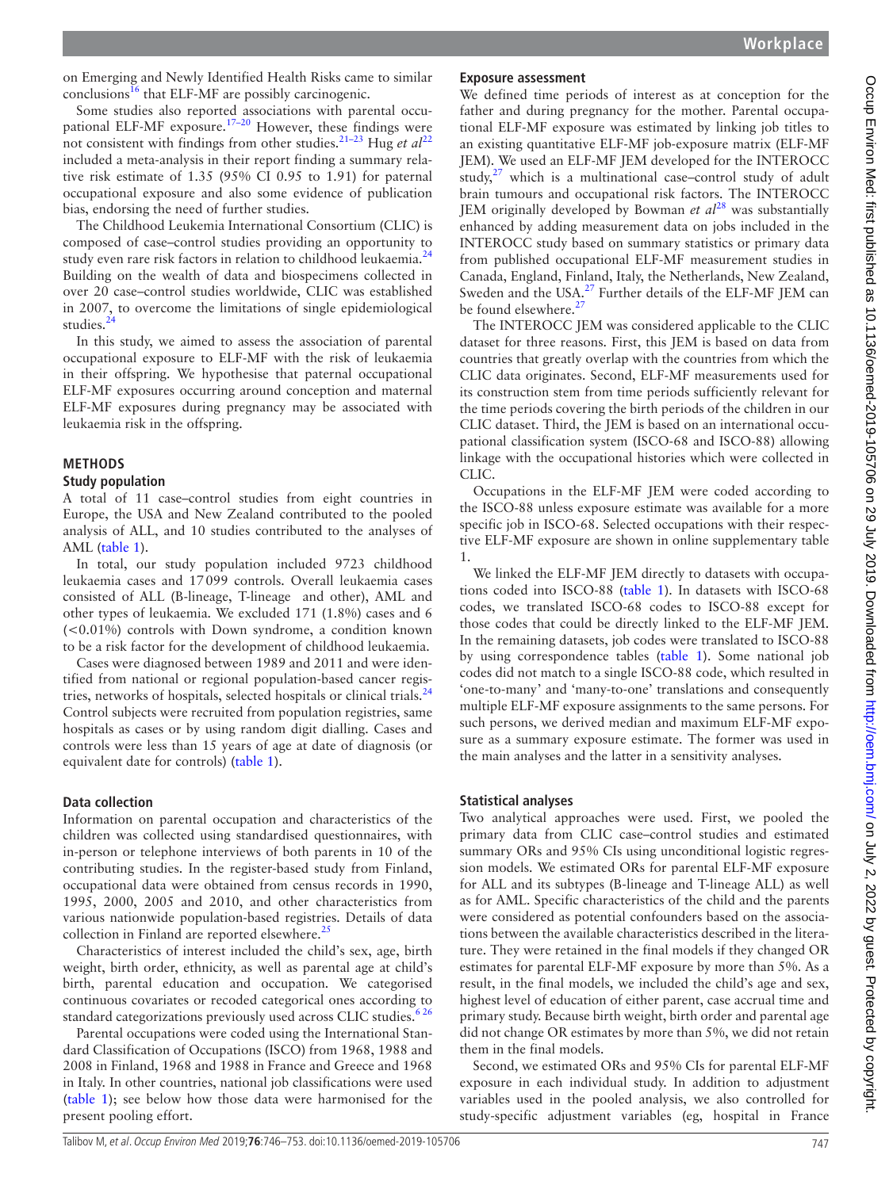on Emerging and Newly Identified Health Risks came to similar conclusions[16] that ELF-MF are possibly carcinogenic.

Some studies also reported associations with parental occupational ELF-MF exposure.[17–20] However, these findings were not consistent with findings from other studies.[21–23] Hug *et al*[22] included a meta-analysis in their report finding a summary relative risk estimate of 1.35 (95% CI 0.95 to 1.91) for paternal occupational exposure and also some evidence of publication bias, endorsing the need of further studies.

The Childhood Leukemia International Consortium (CLIC) is composed of case–control studies providing an opportunity to study even rare risk factors in relation to childhood leukaemia.[24] Building on the wealth of data and biospecimens collected in over 20 case–control studies worldwide, CLIC was established in 2007, to overcome the limitations of single epidemiological studies.[24]

In this study, we aimed to assess the association of parental occupational exposure to ELF-MF with the risk of leukaemia in their offspring. We hypothesise that paternal occupational ELF-MF exposures occurring around conception and maternal ELF-MF exposures during pregnancy may be associated with leukaemia risk in the offspring.

## METHODS

### Study population

A total of 11 case–control studies from eight countries in Europe, the USA and New Zealand contributed to the pooled analysis of ALL, and 10 studies contributed to the analyses of AML (table 1).

In total, our study population included 9723 childhood leukaemia cases and 17 099 controls. Overall leukaemia cases consisted of ALL (B-lineage, T-lineage and other), AML and other types of leukaemia. We excluded 171 (1.8%) cases and 6 (<0.01%) controls with Down syndrome, a condition known to be a risk factor for the development of childhood leukaemia.

Cases were diagnosed between 1989 and 2011 and were identified from national or regional population-based cancer registries, networks of hospitals, selected hospitals or clinical trials.[24] Control subjects were recruited from population registries, same hospitals as cases or by using random digit dialling. Cases and controls were less than 15 years of age at date of diagnosis (or equivalent date for controls) (table 1).

### Data collection

Information on parental occupation and characteristics of the children was collected using standardised questionnaires, with in-person or telephone interviews of both parents in 10 of the contributing studies. In the register-based study from Finland, occupational data were obtained from census records in 1990, 1995, 2000, 2005 and 2010, and other characteristics from various nationwide population-based registries. Details of data collection in Finland are reported elsewhere.[25]

Characteristics of interest included the child's sex, age, birth weight, birth order, ethnicity, as well as parental age at child's birth, parental education and occupation. We categorised continuous covariates or recoded categorical ones according to standard categorizations previously used across CLIC studies.[6 26]

Parental occupations were coded using the International Standard Classification of Occupations (ISCO) from 1968, 1988 and 2008 in Finland, 1968 and 1988 in France and Greece and 1968 in Italy. In other countries, national job classifications were used (table 1); see below how those data were harmonised for the present pooling effort.

### Exposure assessment

We defined time periods of interest as at conception for the father and during pregnancy for the mother. Parental occupational ELF-MF exposure was estimated by linking job titles to an existing quantitative ELF-MF job-exposure matrix (ELF-MF JEM). We used an ELF-MF JEM developed for the INTEROCC study,[27] which is a multinational case–control study of adult brain tumours and occupational risk factors. The INTEROCC JEM originally developed by Bowman *et al*[28] was substantially enhanced by adding measurement data on jobs included in the INTEROCC study based on summary statistics or primary data from published occupational ELF-MF measurement studies in Canada, England, Finland, Italy, the Netherlands, New Zealand, Sweden and the USA.[27] Further details of the ELF-MF JEM can be found elsewhere.[27]

The INTEROCC JEM was considered applicable to the CLIC dataset for three reasons. First, this JEM is based on data from countries that greatly overlap with the countries from which the CLIC data originates. Second, ELF-MF measurements used for its construction stem from time periods sufficiently relevant for the time periods covering the birth periods of the children in our CLIC dataset. Third, the JEM is based on an international occupational classification system (ISCO-68 and ISCO-88) allowing linkage with the occupational histories which were collected in CLIC.

Occupations in the ELF-MF JEM were coded according to the ISCO-88 unless exposure estimate was available for a more specific job in ISCO-68. Selected occupations with their respective ELF-MF exposure are shown in online supplementary table 1.

We linked the ELF-MF JEM directly to datasets with occupations coded into ISCO-88 (table 1). In datasets with ISCO-68 codes, we translated ISCO-68 codes to ISCO-88 except for those codes that could be directly linked to the ELF-MF JEM. In the remaining datasets, job codes were translated to ISCO-88 by using correspondence tables (table 1). Some national job codes did not match to a single ISCO-88 code, which resulted in 'one-to-many' and 'many-to-one' translations and consequently multiple ELF-MF exposure assignments to the same persons. For such persons, we derived median and maximum ELF-MF exposure as a summary exposure estimate. The former was used in the main analyses and the latter in a sensitivity analyses.

### Statistical analyses

Two analytical approaches were used. First, we pooled the primary data from CLIC case–control studies and estimated summary ORs and 95% CIs using unconditional logistic regression models. We estimated ORs for parental ELF-MF exposure for ALL and its subtypes (B-lineage and T-lineage ALL) as well as for AML. Specific characteristics of the child and the parents were considered as potential confounders based on the associations between the available characteristics described in the literature. They were retained in the final models if they changed OR estimates for parental ELF-MF exposure by more than 5%. As a result, in the final models, we included the child's age and sex, highest level of education of either parent, case accrual time and primary study. Because birth weight, birth order and parental age did not change OR estimates by more than 5%, we did not retain them in the final models.

Second, we estimated ORs and 95% CIs for parental ELF-MF exposure in each individual study. In addition to adjustment variables used in the pooled analysis, we also controlled for study-specific adjustment variables (eg, hospital in France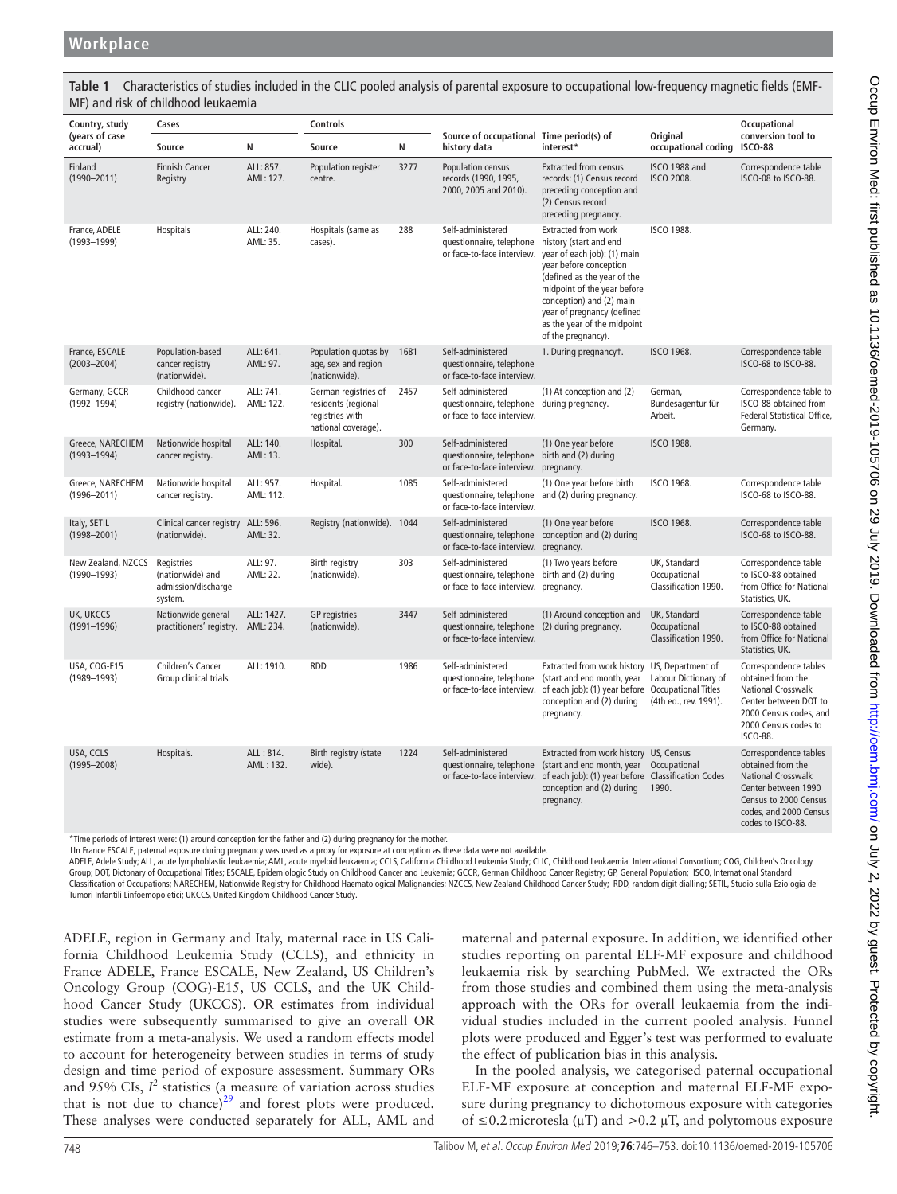**Table 1** Characteristics of studies included in the CLIC pooled analysis of parental exposure to occupational low-frequency magnetic fields (EMF-MF) and risk of childhood leukaemia

| Country, study (years of case accrual) | Cases | | Controls | | Source of occupational history data | Time period(s) of interest* | Original occupational coding | Occupational conversion tool to ISCO-88 |
|---|---|---|---|---|---|---|---|---|
| | Source | N | Source | N | | | | |
| Finland (1990–2011) | Finnish Cancer Registry | ALL: 857. AML: 127. | Population register centre. | 3277 | Population census records (1990, 1995, 2000, 2005 and 2010). | Extracted from census records: (1) Census record preceding conception and (2) Census record preceding pregnancy. | ISCO 1988 and ISCO 2008. | Correspondence table ISCO-08 to ISCO-88. |
| France, ADELE (1993–1999) | Hospitals | ALL: 240. AML: 35. | Hospitals (same as cases). | 288 | Self-administered questionnaire, telephone or face-to-face interview. | Extracted from work history (start and end year of each job): (1) main year before conception (defined as the year of the midpoint of the year before conception) and (2) main year of pregnancy (defined as the year of the midpoint of the pregnancy). | ISCO 1988. | |
| France, ESCALE (2003–2004) | Population-based cancer registry (nationwide). | ALL: 641. AML: 97. | Population quotas by age, sex and region (nationwide). | 1681 | Self-administered questionnaire, telephone or face-to-face interview. | 1. During pregnancy†. | ISCO 1968. | Correspondence table ISCO-68 to ISCO-88. |
| Germany, GCCR (1992–1994) | Childhood cancer registry (nationwide). | ALL: 741. AML: 122. | German registries of residents (regional registries with national coverage). | 2457 | Self-administered questionnaire, telephone or face-to-face interview. | (1) At conception and (2) during pregnancy. | German, Bundesagentur für Arbeit. | Correspondence table to ISCO-88 obtained from Federal Statistical Office, Germany. |
| Greece, NARECHEM (1993–1994) | Nationwide hospital cancer registry. | ALL: 140. AML: 13. | Hospital. | 300 | Self-administered questionnaire, telephone or face-to-face interview. | (1) One year before birth and (2) during pregnancy. | ISCO 1988. | |
| Greece, NARECHEM (1996–2011) | Nationwide hospital cancer registry. | ALL: 957. AML: 112. | Hospital. | 1085 | Self-administered questionnaire, telephone or face-to-face interview. | (1) One year before birth and (2) during pregnancy. | ISCO 1968. | Correspondence table ISCO-68 to ISCO-88. |
| Italy, SETIL (1998–2001) | Clinical cancer registry (nationwide). | ALL: 596. AML: 32. | Registry (nationwide). | 1044 | Self-administered questionnaire, telephone or face-to-face interview. | (1) One year before conception and (2) during pregnancy. | ISCO 1968. | Correspondence table ISCO-68 to ISCO-88. |
| New Zealand, NZCCS (1990–1993) | Registries (nationwide) and admission/discharge system. | ALL: 97. AML: 22. | Birth registry (nationwide). | 303 | Self-administered questionnaire, telephone or face-to-face interview. | (1) Two years before birth and (2) during pregnancy. | UK, Standard Occupational Classification 1990. | Correspondence table to ISCO-88 obtained from Office for National Statistics, UK. |
| UK, UKCCS (1991–1996) | Nationwide general practitioners' registry. | ALL: 1427. AML: 234. | GP registries (nationwide). | 3447 | Self-administered questionnaire, telephone or face-to-face interview. | (1) Around conception and (2) during pregnancy. | UK, Standard Occupational Classification 1990. | Correspondence table to ISCO-88 obtained from Office for National Statistics, UK. |
| USA, COG-E15 (1989–1993) | Children's Cancer Group clinical trials. | ALL: 1910. | RDD | 1986 | Self-administered questionnaire, telephone or face-to-face interview. | Extracted from work history (start and end month, year of each job): (1) year before conception and (2) during pregnancy. | US, Department of Labour Dictionary of Occupational Titles (4th ed., rev. 1991). | Correspondence tables obtained from the National Crosswalk Center between DOT to 2000 Census codes, and 2000 Census codes to ISCO-88. |
| USA, CCLS (1995–2008) | Hospitals. | ALL : 814. AML : 132. | Birth registry (state wide). | 1224 | Self-administered questionnaire, telephone or face-to-face interview. | Extracted from work history (start and end month, year of each job): (1) year before conception and (2) during pregnancy. | US, Census Occupational Classification Codes 1990. | Correspondence tables obtained from the National Crosswalk Center between 1990 Census to 2000 Census codes, and 2000 Census codes to ISCO-88. |

*Time periods of interest were: (1) around conception for the father and (2) during pregnancy for the mother.

†In France ESCALE, paternal exposure during pregnancy was used as a proxy for exposure at conception as these data were not available.

ADELE, Adele Study; ALL, acute lymphoblastic leukaemia; AML, acute myeloid leukaemia; CCLS, California Childhood Leukemia Study; CLIC, Childhood Leukaemia International Consortium; COG, Children's Oncology Group; DOT, Dictonary of Occupational Titles; ESCALE, Epidemiologic Study on Childhood Cancer and Leukemia; GCCR, German Childhood Cancer Registry; GP, General Population; ISCO, International Standard Classification of Occupations; NARECHEM, Nationwide Registry for Childhood Haematological Malignancies; NZCCS, New Zealand Childhood Cancer Study; RDD, random digit dialling; SETIL, Studio sulla Eziologia dei Tumori Infantili Linfoemopoietici; UKCCS, United Kingdom Childhood Cancer Study.

ADELE, region in Germany and Italy, maternal race in US California Childhood Leukemia Study (CCLS), and ethnicity in France ADELE, France ESCALE, New Zealand, US Children's Oncology Group (COG)-E15, US CCLS, and the UK Childhood Cancer Study (UKCCS). OR estimates from individual studies were subsequently summarised to give an overall OR estimate from a meta-analysis. We used a random effects model to account for heterogeneity between studies in terms of study design and time period of exposure assessment. Summary ORs and 95% CIs, $I^2$ statistics (a measure of variation across studies that is not due to chance)[29] and forest plots were produced. These analyses were conducted separately for ALL, AML and maternal and paternal exposure. In addition, we identified other studies reporting on parental ELF-MF exposure and childhood leukaemia risk by searching PubMed. We extracted the ORs from those studies and combined them using the meta-analysis approach with the ORs for overall leukaemia from the individual studies included in the current pooled analysis. Funnel plots were produced and Egger's test was performed to evaluate the effect of publication bias in this analysis.

In the pooled analysis, we categorised paternal occupational ELF-MF exposure at conception and maternal ELF-MF exposure during pregnancy to dichotomous exposure with categories of ≤0.2 microtesla (μT) and >0.2 μT, and polytomous exposure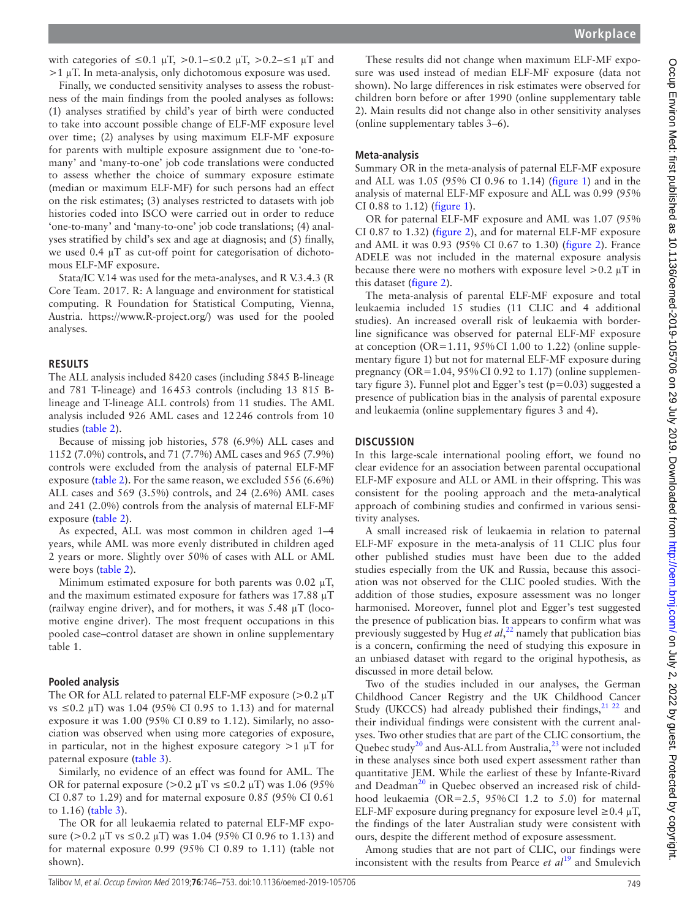with categories of ≤0.1 μT, >0.1–≤0.2 μT, >0.2–≤1 μT and >1 μT. In meta-analysis, only dichotomous exposure was used.

Finally, we conducted sensitivity analyses to assess the robustness of the main findings from the pooled analyses as follows: (1) analyses stratified by child's year of birth were conducted to take into account possible change of ELF-MF exposure level over time; (2) analyses by using maximum ELF-MF exposure for parents with multiple exposure assignment due to 'one-to-many' and 'many-to-one' job code translations were conducted to assess whether the choice of summary exposure estimate (median or maximum ELF-MF) for such persons had an effect on the risk estimates; (3) analyses restricted to datasets with job histories coded into ISCO were carried out in order to reduce 'one-to-many' and 'many-to-one' job code translations; (4) analyses stratified by child's sex and age at diagnosis; and (5) finally, we used 0.4 μT as cut-off point for categorisation of dichotomous ELF-MF exposure.

Stata/IC V.14 was used for the meta-analyses, and R V.3.4.3 (R Core Team. 2017. R: A language and environment for statistical computing. R Foundation for Statistical Computing, Vienna, Austria. https://www.R-project.org/) was used for the pooled analyses.

## RESULTS

The ALL analysis included 8420 cases (including 5845 B-lineage and 781 T-lineage) and 16 453 controls (including 13 815 B-lineage and T-lineage ALL controls) from 11 studies. The AML analysis included 926 AML cases and 12 246 controls from 10 studies (table 2).

Because of missing job histories, 578 (6.9%) ALL cases and 1152 (7.0%) controls, and 71 (7.7%) AML cases and 965 (7.9%) controls were excluded from the analysis of paternal ELF-MF exposure (table 2). For the same reason, we excluded 556 (6.6%) ALL cases and 569 (3.5%) controls, and 24 (2.6%) AML cases and 241 (2.0%) controls from the analysis of maternal ELF-MF exposure (table 2).

As expected, ALL was most common in children aged 1–4 years, while AML was more evenly distributed in children aged 2 years or more. Slightly over 50% of cases with ALL or AML were boys (table 2).

Minimum estimated exposure for both parents was 0.02 μT, and the maximum estimated exposure for fathers was 17.88 μT (railway engine driver), and for mothers, it was 5.48 μT (locomotive engine driver). The most frequent occupations in this pooled case–control dataset are shown in online supplementary table 1.

### Pooled analysis

The OR for ALL related to paternal ELF-MF exposure (>0.2 μT vs ≤0.2 μT) was 1.04 (95% CI 0.95 to 1.13) and for maternal exposure it was 1.00 (95% CI 0.89 to 1.12). Similarly, no association was observed when using more categories of exposure, in particular, not in the highest exposure category >1 μT for paternal exposure (table 3).

Similarly, no evidence of an effect was found for AML. The OR for paternal exposure (>0.2 μT vs ≤0.2 μT) was 1.06 (95% CI 0.87 to 1.29) and for maternal exposure 0.85 (95% CI 0.61 to 1.16) (table 3).

The OR for all leukaemia related to paternal ELF-MF exposure (>0.2 μT vs ≤0.2 μT) was 1.04 (95% CI 0.96 to 1.13) and for maternal exposure 0.99 (95% CI 0.89 to 1.11) (table not shown).

These results did not change when maximum ELF-MF exposure was used instead of median ELF-MF exposure (data not shown). No large differences in risk estimates were observed for children born before or after 1990 (online supplementary table 2). Main results did not change also in other sensitivity analyses (online supplementary tables 3–6).

### Meta-analysis

Summary OR in the meta-analysis of paternal ELF-MF exposure and ALL was 1.05 (95% CI 0.96 to 1.14) (figure 1) and in the analysis of maternal ELF-MF exposure and ALL was 0.99 (95% CI 0.88 to 1.12) (figure 1).

OR for paternal ELF-MF exposure and AML was 1.07 (95% CI 0.87 to 1.32) (figure 2), and for maternal ELF-MF exposure and AML it was 0.93 (95% CI 0.67 to 1.30) (figure 2). France ADELE was not included in the maternal exposure analysis because there were no mothers with exposure level >0.2 μT in this dataset (figure 2).

The meta-analysis of parental ELF-MF exposure and total leukaemia included 15 studies (11 CLIC and 4 additional studies). An increased overall risk of leukaemia with borderline significance was observed for paternal ELF-MF exposure at conception (OR=1.11, 95% CI 1.00 to 1.22) (online supplementary figure 1) but not for maternal ELF-MF exposure during pregnancy (OR=1.04, 95% CI 0.92 to 1.17) (online supplementary figure 3). Funnel plot and Egger's test ($p=0.03$) suggested a presence of publication bias in the analysis of parental exposure and leukaemia (online supplementary figures 3 and 4).

## DISCUSSION

In this large-scale international pooling effort, we found no clear evidence for an association between parental occupational ELF-MF exposure and ALL or AML in their offspring. This was consistent for the pooling approach and the meta-analytical approach of combining studies and confirmed in various sensitivity analyses.

A small increased risk of leukaemia in relation to paternal ELF-MF exposure in the meta-analysis of 11 CLIC plus four other published studies must have been due to the added studies especially from the UK and Russia, because this association was not observed for the CLIC pooled studies. With the addition of those studies, exposure assessment was no longer harmonised. Moreover, funnel plot and Egger's test suggested the presence of publication bias. It appears to confirm what was previously suggested by Hug *et al*,[22] namely that publication bias is a concern, confirming the need of studying this exposure in an unbiased dataset with regard to the original hypothesis, as discussed in more detail below.

Two of the studies included in our analyses, the German Childhood Cancer Registry and the UK Childhood Cancer Study (UKCCS) had already published their findings,[21 22] and their individual findings were consistent with the current analyses. Two other studies that are part of the CLIC consortium, the Quebec study[20] and Aus-ALL from Australia,[23] were not included in these analyses since both used expert assessment rather than quantitative JEM. While the earliest of these by Infante-Rivard and Deadman[20] in Quebec observed an increased risk of childhood leukaemia (OR=2.5, 95% CI 1.2 to 5.0) for maternal ELF-MF exposure during pregnancy for exposure level ≥0.4 μT, the findings of the later Australian study were consistent with ours, despite the different method of exposure assessment.

Among studies that are not part of CLIC, our findings were inconsistent with the results from Pearce *et al*[19] and Smulevich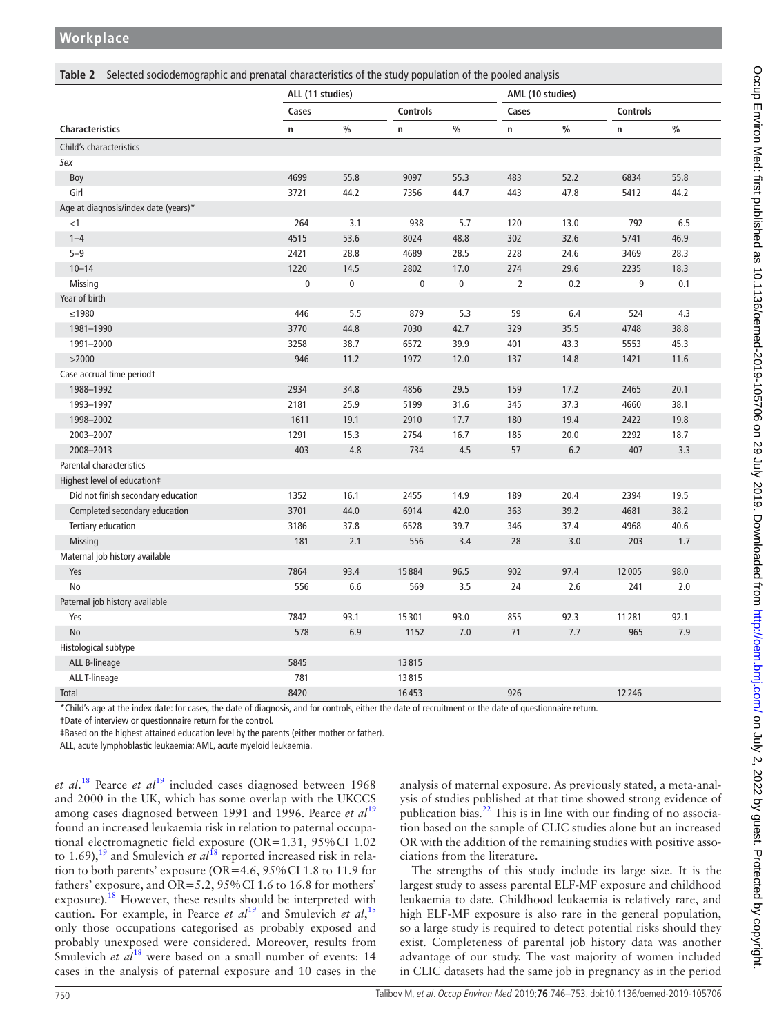**Table 2** Selected sociodemographic and prenatal characteristics of the study population of the pooled analysis

| | ALL (11 studies) | | | | AML (10 studies) | | | |
|---|---|---|---|---|---|---|---|---|
| | Cases | | Controls | | Cases | | Controls | |
| **Characteristics** | n | % | n | % | n | % | n | % |
| Child's characteristics | | | | | | | | |
| *Sex* | | | | | | | | |
| Boy | 4699 | 55.8 | 9097 | 55.3 | 483 | 52.2 | 6834 | 55.8 |
| Girl | 3721 | 44.2 | 7356 | 44.7 | 443 | 47.8 | 5412 | 44.2 |
| Age at diagnosis/index date (years)* | | | | | | | | |
| <1 | 264 | 3.1 | 938 | 5.7 | 120 | 13.0 | 792 | 6.5 |
| 1–4 | 4515 | 53.6 | 8024 | 48.8 | 302 | 32.6 | 5741 | 46.9 |
| 5–9 | 2421 | 28.8 | 4689 | 28.5 | 228 | 24.6 | 3469 | 28.3 |
| 10–14 | 1220 | 14.5 | 2802 | 17.0 | 274 | 29.6 | 2235 | 18.3 |
| Missing | 0 | 0 | 0 | 0 | 2 | 0.2 | 9 | 0.1 |
| Year of birth | | | | | | | | |
| ≤1980 | 446 | 5.5 | 879 | 5.3 | 59 | 6.4 | 524 | 4.3 |
| 1981–1990 | 3770 | 44.8 | 7030 | 42.7 | 329 | 35.5 | 4748 | 38.8 |
| 1991–2000 | 3258 | 38.7 | 6572 | 39.9 | 401 | 43.3 | 5553 | 45.3 |
| >2000 | 946 | 11.2 | 1972 | 12.0 | 137 | 14.8 | 1421 | 11.6 |
| Case accrual time period† | | | | | | | | |
| 1988–1992 | 2934 | 34.8 | 4856 | 29.5 | 159 | 17.2 | 2465 | 20.1 |
| 1993–1997 | 2181 | 25.9 | 5199 | 31.6 | 345 | 37.3 | 4660 | 38.1 |
| 1998–2002 | 1611 | 19.1 | 2910 | 17.7 | 180 | 19.4 | 2422 | 19.8 |
| 2003–2007 | 1291 | 15.3 | 2754 | 16.7 | 185 | 20.0 | 2292 | 18.7 |
| 2008–2013 | 403 | 4.8 | 734 | 4.5 | 57 | 6.2 | 407 | 3.3 |
| Parental characteristics | | | | | | | | |
| Highest level of education‡ | | | | | | | | |
| Did not finish secondary education | 1352 | 16.1 | 2455 | 14.9 | 189 | 20.4 | 2394 | 19.5 |
| Completed secondary education | 3701 | 44.0 | 6914 | 42.0 | 363 | 39.2 | 4681 | 38.2 |
| Tertiary education | 3186 | 37.8 | 6528 | 39.7 | 346 | 37.4 | 4968 | 40.6 |
| Missing | 181 | 2.1 | 556 | 3.4 | 28 | 3.0 | 203 | 1.7 |
| Maternal job history available | | | | | | | | |
| Yes | 7864 | 93.4 | 15884 | 96.5 | 902 | 97.4 | 12005 | 98.0 |
| No | 556 | 6.6 | 569 | 3.5 | 24 | 2.6 | 241 | 2.0 |
| Paternal job history available | | | | | | | | |
| Yes | 7842 | 93.1 | 15301 | 93.0 | 855 | 92.3 | 11281 | 92.1 |
| No | 578 | 6.9 | 1152 | 7.0 | 71 | 7.7 | 965 | 7.9 |
| Histological subtype | | | | | | | | |
| ALL B-lineage | 5845 | | 13815 | | | | | |
| ALL T-lineage | 781 | | 13815 | | | | | |
| Total | 8420 | | 16453 | | 926 | | 12246 | |

*Child's age at the index date: for cases, the date of diagnosis, and for controls, either the date of recruitment or the date of questionnaire return.
†Date of interview or questionnaire return for the control.
‡Based on the highest attained education level by the parents (either mother or father).
ALL, acute lymphoblastic leukaemia; AML, acute myeloid leukaemia.

*et al*.[18] Pearce *et al*[19] included cases diagnosed between 1968 and 2000 in the UK, which has some overlap with the UKCCS among cases diagnosed between 1991 and 1996. Pearce *et al*[19] found an increased leukaemia risk in relation to paternal occupational electromagnetic field exposure (OR=1.31, 95% CI 1.02 to 1.69),[19] and Smulevich *et al*[18] reported increased risk in relation to both parents' exposure (OR=4.6, 95% CI 1.8 to 11.9 for fathers' exposure, and OR=5.2, 95% CI 1.6 to 16.8 for mothers' exposure).[18] However, these results should be interpreted with caution. For example, in Pearce *et al*[19] and Smulevich *et al*,[18] only those occupations categorised as probably exposed and probably unexposed were considered. Moreover, results from Smulevich *et al*[18] were based on a small number of events: 14 cases in the analysis of paternal exposure and 10 cases in the analysis of maternal exposure. As previously stated, a meta-analysis of studies published at that time showed strong evidence of publication bias.[22] This is in line with our finding of no association based on the sample of CLIC studies alone but an increased OR with the addition of the remaining studies with positive associations from the literature.

The strengths of this study include its large size. It is the largest study to assess parental ELF-MF exposure and childhood leukaemia to date. Childhood leukaemia is relatively rare, and high ELF-MF exposure is also rare in the general population, so a large study is required to detect potential risks should they exist. Completeness of parental job history data was another advantage of our study. The vast majority of women included in CLIC datasets had the same job in pregnancy as in the period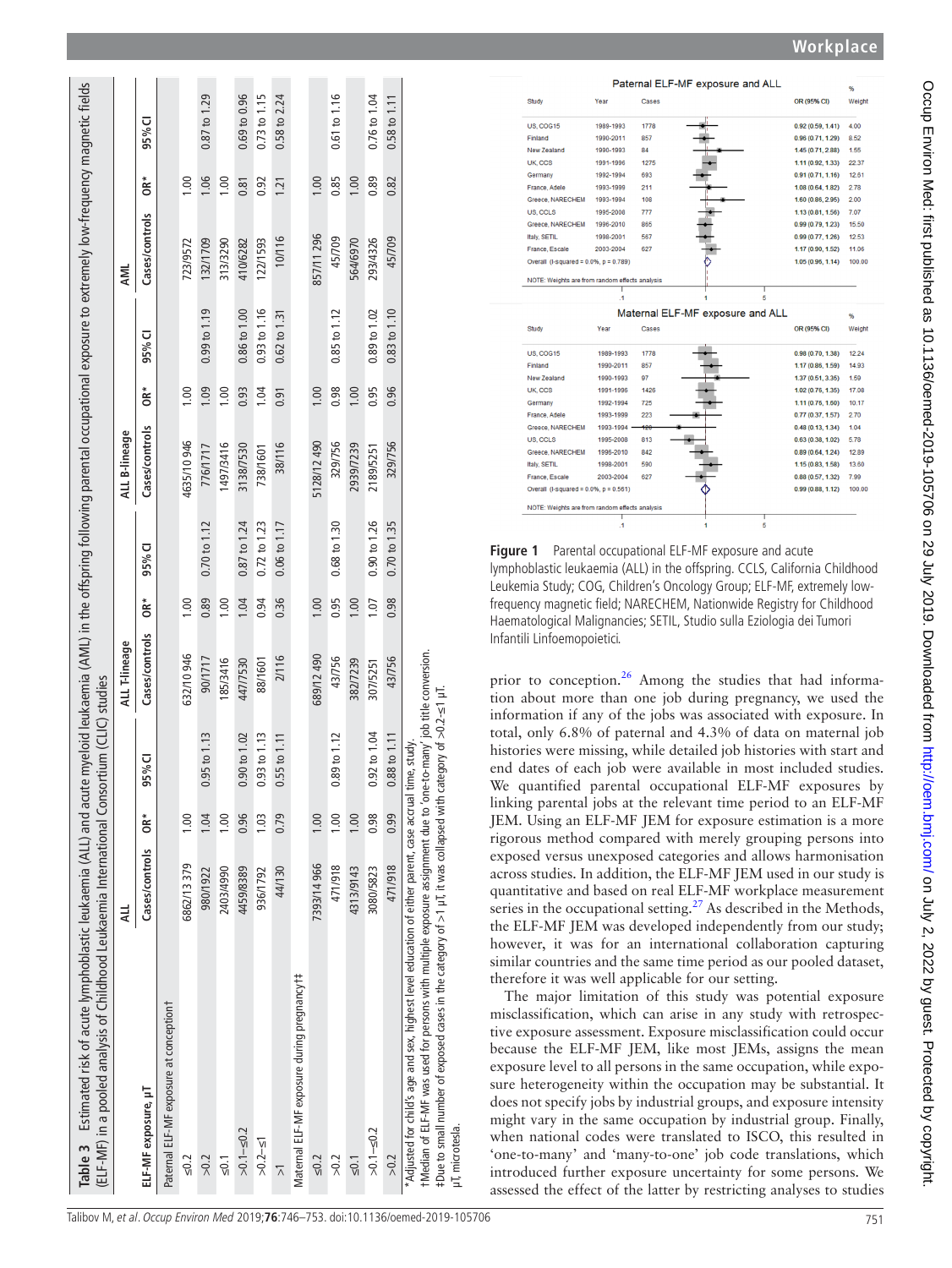**Table 3** Estimated risk of acute lymphoblastic leukaemia (ALL) and acute myeloid leukaemia (AML) in the offspring following parental occupational exposure to extremely low-frequency magnetic fields (ELF-MF) in a pooled analysis of Childhood Leukaemia International Consortium (CLIC) studies

| ELF-MF exposure, μT | ALL | | | ALL T-lineage | | | ALL B-lineage | | | AML | | |
|---|---|---|---|---|---|---|---|---|---|---|---|---|
| | Cases/controls | OR* | 95% CI | Cases/controls | OR* | 95% CI | Cases/controls | OR* | 95% CI | Cases/controls | OR* | 95% CI |
| Paternal ELF-MF exposure at conception† | | | | | | | | | | | | |
| ≤0.2 | 6862/13 379 | 1.00 | | 632/10 946 | 1.00 | | 4635/10 946 | 1.00 | | 723/9572 | 1.00 | |
| >0.2 | 980/1922 | 1.04 | 0.95 to 1.13 | 90/1717 | 0.89 | 0.70 to 1.12 | 776/1717 | 1.09 | 0.99 to 1.19 | 132/1709 | 1.06 | 0.87 to 1.29 |
| ≤0.1 | 2403/4990 | 1.00 | | 185/3416 | 1.00 | | 1497/3416 | 1.00 | | 313/3290 | 1.00 | |
| >0.1–≤0.2 | 4459/8389 | 0.96 | 0.90 to 1.02 | 447/7530 | 1.04 | 0.87 to 1.24 | 3138/7530 | 0.93 | 0.86 to 1.00 | 410/6282 | 0.81 | 0.69 to 0.96 |
| >0.2–≤1 | 936/1792 | 1.03 | 0.93 to 1.13 | 88/1601 | 0.94 | 0.72 to 1.23 | 738/1601 | 1.04 | 0.93 to 1.16 | 122/1593 | 0.92 | 0.73 to 1.15 |
| >1 | 44/130 | 0.79 | 0.55 to 1.11 | 2/116 | 0.36 | 0.06 to 1.17 | 38/116 | 0.91 | 0.62 to 1.31 | 10/116 | 1.21 | 0.58 to 2.24 |
| Maternal ELF-MF exposure during pregnancy†‡ | | | | | | | | | | | | |
| ≤0.2 | 7393/14 966 | 1.00 | | 689/12 490 | 1.00 | | 5128/12 490 | 1.00 | | 857/11 296 | 1.00 | |
| >0.2 | 471/918 | 1.00 | 0.89 to 1.12 | 43/756 | 0.95 | 0.68 to 1.30 | 329/756 | 0.98 | 0.85 to 1.12 | 45/709 | 0.85 | 0.61 to 1.16 |
| ≤0.1 | 4313/9143 | 1.00 | | 382/7239 | 1.00 | | 2939/7239 | 1.00 | | 564/6970 | 1.00 | |
| >0.1–≤0.2 | 3080/5823 | 0.98 | 0.92 to 1.04 | 307/5251 | 1.07 | 0.90 to 1.26 | 2189/5251 | 0.95 | 0.89 to 1.02 | 293/4326 | 0.89 | 0.76 to 1.04 |
| >0.2 | 471/918 | 0.99 | 0.88 to 1.11 | 43/756 | 0.98 | 0.70 to 1.35 | 329/756 | 0.96 | 0.83 to 1.10 | 45/709 | 0.82 | 0.58 to 1.11 |

*Adjusted for child's age and sex, highest level education of either parent, case accrual time, study.
†Median of ELF-MF was used for persons with multiple exposure assignment due to 'one-to-many' job title conversion.
‡Due to small number of exposed cases in the category of >1 μT, it was collapsed with category of >0.2–≤1 μT.
μT, microtesla.

**Figure 1** Parental occupational ELF-MF exposure and acute lymphoblastic leukaemia (ALL) in the offspring. CCLS, California Childhood Leukemia Study; COG, Children's Oncology Group; ELF-MF, extremely low-frequency magnetic field; NARECHEM, Nationwide Registry for Childhood Haematological Malignancies; SETIL, Studio sulla Eziologia dei Tumori Infantili Linfoemopoietici.

prior to conception.[26] Among the studies that had information about more than one job during pregnancy, we used the information if any of the jobs was associated with exposure. In total, only 6.8% of paternal and 4.3% of data on maternal job histories were missing, while detailed job histories with start and end dates of each job were available in most included studies. We quantified parental occupational ELF-MF exposures by linking parental jobs at the relevant time period to an ELF-MF JEM. Using an ELF-MF JEM for exposure estimation is a more rigorous method compared with merely grouping persons into exposed versus unexposed categories and allows harmonisation across studies. In addition, the ELF-MF JEM used in our study is quantitative and based on real ELF-MF workplace measurement series in the occupational setting.[27] As described in the Methods, the ELF-MF JEM was developed independently from our study; however, it was for an international collaboration capturing similar countries and the same time period as our pooled dataset, therefore it was well applicable for our setting.

The major limitation of this study was potential exposure misclassification, which can arise in any study with retrospective exposure assessment. Exposure misclassification could occur because the ELF-MF JEM, like most JEMs, assigns the mean exposure level to all persons in the same occupation, while exposure heterogeneity within the occupation may be substantial. It does not specify jobs by industrial groups, and exposure intensity might vary in the same occupation by industrial group. Finally, when national codes were translated to ISCO, this resulted in 'one-to-many' and 'many-to-one' job code translations, which introduced further exposure uncertainty for some persons. We assessed the effect of the latter by restricting analyses to studies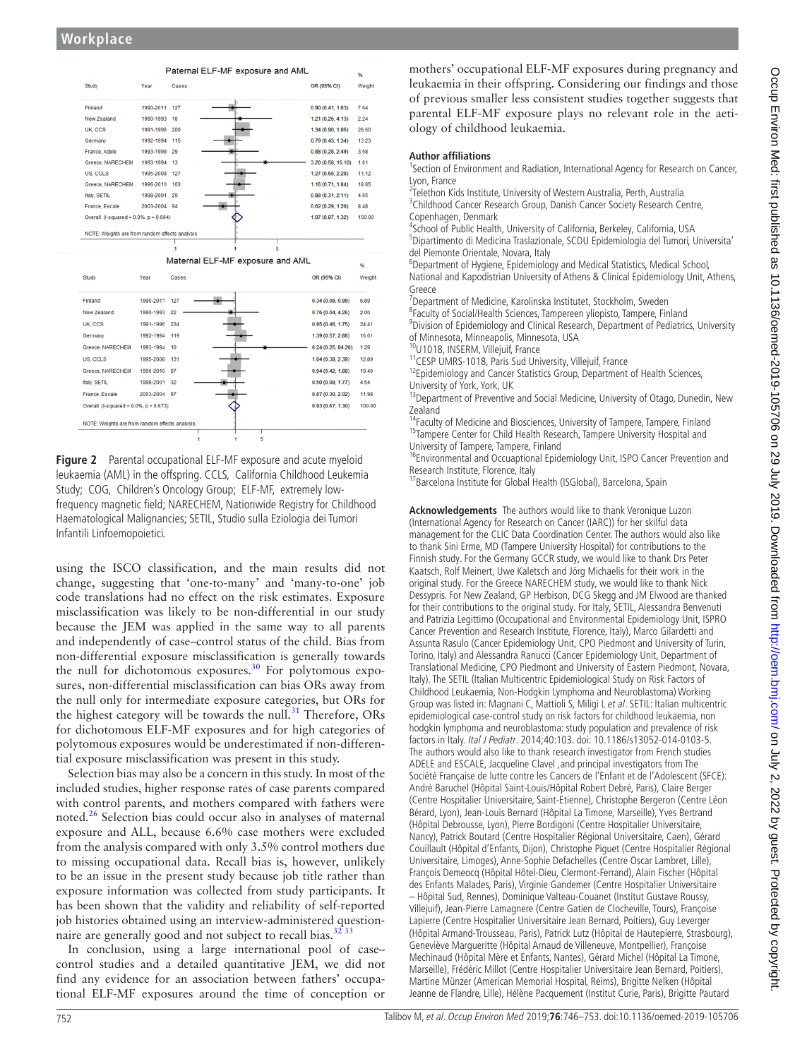**Paternal ELF-MF exposure and AML**

| Study | Year | Cases | OR (95% CI) | % Weight |
|---|---|---|---|---|
| Finland | 1990-2011 | 127 | 0.90 (0.41, 1.83) | 7.64 |
| New Zealand | 1990-1993 | 18 | 1.21 (0.26, 4.13) | 2.24 |
| UK, CCS | 1991-1996 | 200 | 1.34 (0.90, 1.95) | 28.60 |
| Germany | 1992-1994 | 115 | 0.79 (0.43, 1.34) | 13.23 |
| France, Adele | 1993-1999 | 29 | 0.88 (0.28, 2.49) | 3.58 |
| Greece, NARECHEM | 1993-1994 | 13 | 3.20 (0.58, 15.10) | 1.61 |
| US, CCLS | 1995-2008 | 127 | 1.27 (0.66, 2.28) | 11.12 |
| Greece, NARECHEM | 1996-2010 | 103 | 1.16 (0.71, 1.84) | 16.85 |
| Italy, SETIL | 1998-2001 | 29 | 0.88 (0.31, 2.11) | 4.65 |
| France, Escale | 2003-2004 | 94 | 0.62 (0.29, 1.20) | 8.48 |
| Overall (I-squared = 0.0%, p = 0.604) | | | 1.07 (0.87, 1.32) | 100.00 |

NOTE: Weights are from random effects analysis

**Maternal ELF-MF exposure and AML**

| Study | Year | Cases | OR (95% CI) | % Weight |
|---|---|---|---|---|
| Finland | 1990-2011 | 127 | 0.34 (0.08, 0.99) | 6.89 |
| New Zealand | 1990-1993 | 22 | 0.76 (0.04, 4.26) | 2.00 |
| UK, CCS | 1991-1996 | 234 | 0.95 (0.46, 1.75) | 24.41 |
| Germany | 1992-1994 | 119 | 1.39 (0.57, 2.88) | 16.61 |
| Greece, NARECHEM | 1993-1994 | 10 | 6.24 (0.25, 84.20) | 1.29 |
| US, CCLS | 1995-2008 | 131 | 1.04 (0.38, 2.39) | 12.89 |
| Greece, NARECHEM | 1996-2010 | 97 | 0.94 (0.42, 1.88) | 19.40 |
| Italy, SETIL | 1998-2001 | 32 | 0.50 (0.08, 1.77) | 4.54 |
| France, Escale | 2003-2004 | 97 | 0.87 (0.30, 2.02) | 11.98 |
| Overall (I-squared = 0.0%, p = 0.673) | | | 0.93 (0.67, 1.30) | 100.00 |

NOTE: Weights are from random effects analysis

**Figure 2** Parental occupational ELF-MF exposure and acute myeloid leukaemia (AML) in the offspring. CCLS, California Childhood Leukemia Study; COG, Children's Oncology Group; ELF-MF, extremely low-frequency magnetic field; NARECHEM, Nationwide Registry for Childhood Haematological Malignancies; SETIL, Studio sulla Eziologia dei Tumori Infantili Linfoemopoietici.

using the ISCO classification, and the main results did not change, suggesting that 'one-to-many' and 'many-to-one' job code translations had no effect on the risk estimates. Exposure misclassification was likely to be non-differential in our study because the JEM was applied in the same way to all parents and independently of case–control status of the child. Bias from non-differential exposure misclassification is generally towards the null for dichotomous exposures.[30] For polytomous exposures, non-differential misclassification can bias ORs away from the null only for intermediate exposure categories, but ORs for the highest category will be towards the null.[31] Therefore, ORs for dichotomous ELF-MF exposures and for high categories of polytomous exposures would be underestimated if non-differential exposure misclassification was present in this study.

Selection bias may also be a concern in this study. In most of the included studies, higher response rates of case parents compared with control parents, and mothers compared with fathers were noted.[26] Selection bias could occur also in analyses of maternal exposure and ALL, because 6.6% case mothers were excluded from the analysis compared with only 3.5% control mothers due to missing occupational data. Recall bias is, however, unlikely to be an issue in the present study because job title rather than exposure information was collected from study participants. It has been shown that the validity and reliability of self-reported job histories obtained using an interview-administered questionnaire are generally good and not subject to recall bias.[32,33]

In conclusion, using a large international pool of case–control studies and a detailed quantitative JEM, we did not find any evidence for an association between fathers' occupational ELF-MF exposures around the time of conception or mothers' occupational ELF-MF exposures during pregnancy and leukaemia in their offspring. Considering our findings and those of previous smaller less consistent studies together suggests that parental ELF-MF exposure plays no relevant role in the aetiology of childhood leukaemia.

**Author affiliations**

[1]Section of Environment and Radiation, International Agency for Research on Cancer, Lyon, France
[2]Telethon Kids Institute, University of Western Australia, Perth, Australia
[3]Childhood Cancer Research Group, Danish Cancer Society Research Centre, Copenhagen, Denmark
[4]School of Public Health, University of California, Berkeley, California, USA
[5]Dipartimento di Medicina Traslazionale, SCDU Epidemiologia del Tumori, Universita' del Piemonte Orientale, Novara, Italy
[6]Department of Hygiene, Epidemiology and Medical Statistics, Medical School, National and Kapodistrian University of Athens & Clinical Epidemiology Unit, Athens, Greece
[7]Department of Medicine, Karolinska Institutet, Stockholm, Sweden
[8]Faculty of Social/Health Sciences, Tampereen yliopisto, Tampere, Finland
[9]Division of Epidemiology and Clinical Research, Department of Pediatrics, University of Minnesota, Minneapolis, Minnesota, USA
[10]U1018, INSERM, Villejuif, France
[11]CESP UMRS-1018, Paris Sud University, Villejuif, France
[12]Epidemiology and Cancer Statistics Group, Department of Health Sciences, University of York, York, UK
[13]Department of Preventive and Social Medicine, University of Otago, Dunedin, New Zealand
[14]Faculty of Medicine and Biosciences, University of Tampere, Tampere, Finland
[15]Tampere Center for Child Health Research, Tampere University Hospital and University of Tampere, Tampere, Finland
[16]Environmental and Occuaptional Epidemiology Unit, ISPO Cancer Prevention and Research Institute, Florence, Italy
[17]Barcelona Institute for Global Health (ISGlobal), Barcelona, Spain

**Acknowledgements** The authors would like to thank Veronique Luzon (International Agency for Research on Cancer (IARC)) for her skilful data management for the CLIC Data Coordination Center. The authors would also like to thank Sini Erme, MD (Tampere University Hospital) for contributions to the Finnish study. For the Germany GCCR study, we would like to thank Drs Peter Kaatsch, Rolf Meinert, Uwe Kaletsch and Jörg Michaelis for their work in the original study. For the Greece NARECHEM study, we would like to thank Nick Dessypris. For New Zealand, GP Herbison, DCG Skegg and JM Elwood are thanked for their contributions to the original study. For Italy, SETIL, Alessandra Benvenuti and Patrizia Legittimo (Occupational and Environmental Epidemiology Unit, ISPRO Cancer Prevention and Research Institute, Florence, Italy), Marco Gilardetti and Assunta Rasulo (Cancer Epidemiology Unit, CPO Piedmont and University of Turin, Torino, Italy) and Alessandra Ranucci (Cancer Epidemiology Unit, Department of Translational Medicine, CPO Piedmont and University of Eastern Piedmont, Novara, Italy). The SETIL (Italian Multicentric Epidemiological Study on Risk Factors of Childhood Leukaemia, Non-Hodgkin Lymphoma and Neuroblastoma) Working Group was listed in: Magnani C, Mattioli S, Miligi L *et al*. SETIL: Italian multicentric epidemiological case-control study on risk factors for childhood leukaemia, non hodgkin lymphoma and neuroblastoma: study population and prevalence of risk factors in Italy. *Ital J Pediatr*. 2014;40:103. doi: 10.1186/s13052-014-0103-5. The authors would also like to thank research investigator from French studies ADELE and ESCALE, Jacqueline Clavel ,and principal investigators from The Société Française de lutte contre les Cancers de l'Enfant et de l'Adolescent (SFCE): André Baruchel (Hôpital Saint-Louis/Hôpital Robert Debré, Paris), Claire Berger (Centre Hospitalier Universitaire, Saint-Etienne), Christophe Bergeron (Centre Léon Bérard, Lyon), Jean-Louis Bernard (Hôpital La Timone, Marseille), Yves Bertrand (Hôpital Debrousse, Lyon), Pierre Bordigoni (Centre Hospitalier Universitaire, Nancy), Patrick Boutard (Centre Hospitalier Régional Universitaire, Caen), Gérard Couillault (Hôpital d'Enfants, Dijon), Christophe Piguet (Centre Hospitalier Régional Universitaire, Limoges), Anne-Sophie Defachelles (Centre Oscar Lambret, Lille), François Demeocq (Hôpital Hôtel-Dieu, Clermont-Ferrand), Alain Fischer (Hôpital des Enfants Malades, Paris), Virginie Gandemer (Centre Hospitalier Universitaire – Hôpital Sud, Rennes), Dominique Valteau-Couanet (Institut Gustave Roussy, Villejuif), Jean-Pierre Lamagnere (Centre Gatien de Clocheville, Tours), Françoise Lapierre (Centre Hospitalier Universitaire Jean Bernard, Poitiers), Guy Leverger (Hôpital Armand-Trousseau, Paris), Patrick Lutz (Hôpital de Hautepierre, Strasbourg), Geneviève Margueritte (Hôpital Arnaud de Villeneuve, Montpellier), Françoise Mechinaud (Hôpital Mère et Enfants, Nantes), Gérard Michel (Hôpital La Timone, Marseille), Frédéric Millot (Centre Hospitalier Universitaire Jean Bernard, Poitiers), Martine Münzer (American Memorial Hospital, Reims), Brigitte Nelken (Hôpital Jeanne de Flandre, Lille), Hélène Pacquement (Institut Curie, Paris), Brigitte Pautard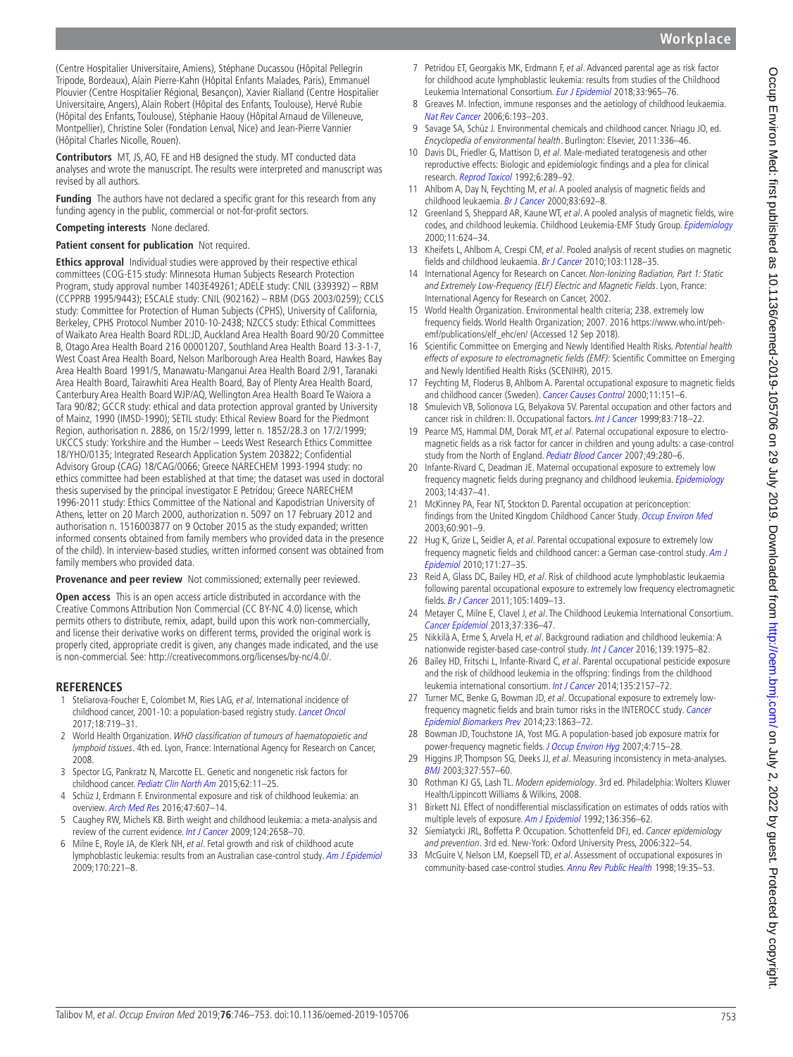(Centre Hospitalier Universitaire, Amiens), Stéphane Ducassou (Hôpital Pellegrin Tripode, Bordeaux), Alain Pierre-Kahn (Hôpital Enfants Malades, Paris), Emmanuel Plouvier (Centre Hospitalier Régional, Besançon), Xavier Rialland (Centre Hospitalier Universitaire, Angers), Alain Robert (Hôpital des Enfants, Toulouse), Hervé Rubie (Hôpital des Enfants, Toulouse), Stéphanie Haouy (Hôpital Arnaud de Villeneuve, Montpellier), Christine Soler (Fondation Lenval, Nice) and Jean-Pierre Vannier (Hôpital Charles Nicolle, Rouen).

**Contributors** MT, JS, AO, FE and HB designed the study. MT conducted data analyses and wrote the manuscript. The results were interpreted and manuscript was revised by all authors.

**Funding** The authors have not declared a specific grant for this research from any funding agency in the public, commercial or not-for-profit sectors.

**Competing interests** None declared.

**Patient consent for publication** Not required.

**Ethics approval** Individual studies were approved by their respective ethical committees (COG-E15 study: Minnesota Human Subjects Research Protection Program, study approval number 1403E49261; ADELE study: CNIL (339392) – RBM (CCPPRB 1995/9443); ESCALE study: CNIL (902162) – RBM (DGS 2003/0259); CCLS study: Committee for Protection of Human Subjects (CPHS), University of California, Berkeley, CPHS Protocol Number 2010-10-2438; NZCCS study: Ethical Committees of Waikato Area Health Board RDL:JD, Auckland Area Health Board 90/20 Committee B, Otago Area Health Board 216 00001207, Southland Area Health Board 13-3-1-7, West Coast Area Health Board, Nelson Marlborough Area Health Board, Hawkes Bay Area Health Board 1991/5, Manawatu-Manganui Area Health Board 2/91, Taranaki Area Health Board, Tairawhiti Area Health Board, Bay of Plenty Area Health Board, Canterbury Area Health Board WJP/AQ, Wellington Area Health Board Te Waiora a Tara 90/82; GCCR study: ethical and data protection approval granted by University of Mainz, 1990 (IMSD-1990); SETIL study: Ethical Review Board for the Piedmont Region, authorisation n. 2886, on 15/2/1999, letter n. 1852/28.3 on 17/2/1999; UKCCS study: Yorkshire and the Humber – Leeds West Research Ethics Committee 18/YHO/0135; Integrated Research Application System 203822; Confidential Advisory Group (CAG) 18/CAG/0066; Greece NARECHEM 1993-1994 study: no ethics committee had been established at that time; the dataset was used in doctoral thesis supervised by the principal investigator E Petridou; Greece NARECHEM 1996-2011 study: Ethics Committee of the National and Kapodistrian University of Athens, letter on 20 March 2000, authorization n. 5097 on 17 February 2012 and authorisation n. 1516003877 on 9 October 2015 as the study expanded; written informed consents obtained from family members who provided data in the presence of the child). In interview-based studies, written informed consent was obtained from family members who provided data.

**Provenance and peer review** Not commissioned; externally peer reviewed.

**Open access** This is an open access article distributed in accordance with the Creative Commons Attribution Non Commercial (CC BY-NC 4.0) license, which permits others to distribute, remix, adapt, build upon this work non-commercially, and license their derivative works on different terms, provided the original work is properly cited, appropriate credit is given, any changes made indicated, and the use is non-commercial. See: http://creativecommons.org/licenses/by-nc/4.0/.

## REFERENCES

1. Steliarova-Foucher E, Colombet M, Ries LAG, *et al*. International incidence of childhood cancer, 2001-10: a population-based registry study. *Lancet Oncol* 2017;18:719–31.
2. World Health Organization. *WHO classification of tumours of haematopoietic and lymphoid tissues*. 4th ed. Lyon, France: International Agency for Research on Cancer, 2008.
3. Spector LG, Pankratz N, Marcotte EL. Genetic and nongenetic risk factors for childhood cancer. *Pediatr Clin North Am* 2015;62:11–25.
4. Schüz J, Erdmann F. Environmental exposure and risk of childhood leukemia: an overview. *Arch Med Res* 2016;47:607–14.
5. Caughey RW, Michels KB. Birth weight and childhood leukemia: a meta-analysis and review of the current evidence. *Int J Cancer* 2009;124:2658–70.
6. Milne E, Royle JA, de Klerk NH, *et al*. Fetal growth and risk of childhood acute lymphoblastic leukemia: results from an Australian case-control study. *Am J Epidemiol* 2009;170:221–8.
7. Petridou ET, Georgakis MK, Erdmann F, *et al*. Advanced parental age as risk factor for childhood acute lymphoblastic leukemia: results from studies of the Childhood Leukemia International Consortium. *Eur J Epidemiol* 2018;33:965–76.
8. Greaves M. Infection, immune responses and the aetiology of childhood leukaemia. *Nat Rev Cancer* 2006;6:193–203.
9. Savage SA, Schüz J. Environmental chemicals and childhood cancer. Nriagu JO, ed. *Encyclopedia of environmental health*. Burlington: Elsevier, 2011:336–46.
10. Davis DL, Friedler G, Mattison D, *et al*. Male-mediated teratogenesis and other reproductive effects: Biologic and epidemiologic findings and a plea for clinical research. *Reprod Toxicol* 1992;6:289–92.
11. Ahlbom A, Day N, Feychting M, *et al*. A pooled analysis of magnetic fields and childhood leukaemia. *Br J Cancer* 2000;83:692–8.
12. Greenland S, Sheppard AR, Kaune WT, *et al*. A pooled analysis of magnetic fields, wire codes, and childhood leukemia. Childhood Leukemia-EMF Study Group. *Epidemiology* 2000;11:624–34.
13. Kheifets L, Ahlbom A, Crespi CM, *et al*. Pooled analysis of recent studies on magnetic fields and childhood leukaemia. *Br J Cancer* 2010;103:1128–35.
14. International Agency for Research on Cancer. *Non-Ionizing Radiation, Part 1: Static and Extremely Low-Frequency (ELF) Electric and Magnetic Fields*. Lyon, France: International Agency for Research on Cancer, 2002.
15. World Health Organization. Environmental health criteria; 238. extremely low frequency fields. World Health Organization; 2007. 2016 https://www.who.int/peh-emf/publications/elf_ehc/en/ (Accessed 12 Sep 2018).
16. Scientific Committee on Emerging and Newly Identified Health Risks. *Potential health effects of exposure to electromagnetic fields (EMF)*: Scientific Committee on Emerging and Newly Identified Health Risks (SCENIHR), 2015.
17. Feychting M, Floderus B, Ahlbom A. Parental occupational exposure to magnetic fields and childhood cancer (Sweden). *Cancer Causes Control* 2000;11:151–6.
18. Smulevich VB, Solionova LG, Belyakova SV. Parental occupation and other factors and cancer risk in children: II. Occupational factors. *Int J Cancer* 1999;83:718–22.
19. Pearce MS, Hammal DM, Dorak MT, *et al*. Paternal occupational exposure to electro-magnetic fields as a risk factor for cancer in children and young adults: a case-control study from the North of England. *Pediatr Blood Cancer* 2007;49:280–6.
20. Infante-Rivard C, Deadman JE. Maternal occupational exposure to extremely low frequency magnetic fields during pregnancy and childhood leukemia. *Epidemiology* 2003;14:437–41.
21. McKinney PA, Fear NT, Stockton D. Parental occupation at periconception: findings from the United Kingdom Childhood Cancer Study. *Occup Environ Med* 2003;60:901–9.
22. Hug K, Grize L, Seidler A, *et al*. Parental occupational exposure to extremely low frequency magnetic fields and childhood cancer: a German case-control study. *Am J Epidemiol* 2010;171:27–35.
23. Reid A, Glass DC, Bailey HD, *et al*. Risk of childhood acute lymphoblastic leukaemia following parental occupational exposure to extremely low frequency electromagnetic fields. *Br J Cancer* 2011;105:1409–13.
24. Metayer C, Milne E, Clavel J, *et al*. The Childhood Leukemia International Consortium. *Cancer Epidemiol* 2013;37:336–47.
25. Nikkilä A, Erme S, Arvela H, *et al*. Background radiation and childhood leukemia: A nationwide register-based case-control study. *Int J Cancer* 2016;139:1975–82.
26. Bailey HD, Fritschi L, Infante-Rivard C, *et al*. Parental occupational pesticide exposure and the risk of childhood leukemia in the offspring: findings from the childhood leukemia international consortium. *Int J Cancer* 2014;135:2157–72.
27. Turner MC, Benke G, Bowman JD, *et al*. Occupational exposure to extremely low-frequency magnetic fields and brain tumor risks in the INTEROCC study. *Cancer Epidemiol Biomarkers Prev* 2014;23:1863–72.
28. Bowman JD, Touchstone JA, Yost MG. A population-based job exposure matrix for power-frequency magnetic fields. *J Occup Environ Hyg* 2007;4:715–28.
29. Higgins JP, Thompson SG, Deeks JJ, *et al*. Measuring inconsistency in meta-analyses. *BMJ* 2003;327:557–60.
30. Rothman KJ GS, Lash TL. *Modern epidemiology*. 3rd ed. Philadelphia: Wolters Kluwer Health/Lippincott Williams & Wilkins, 2008.
31. Birkett NJ. Effect of nondifferential misclassification on estimates of odds ratios with multiple levels of exposure. *Am J Epidemiol* 1992;136:356–62.
32. Siemiatycki JRL, Boffetta P. Occupation. Schottenfeld DFJ, ed. *Cancer epidemiology and prevention*. 3rd ed. New-York: Oxford University Press, 2006:322–54.
33. McGuire V, Nelson LM, Koepsell TD, *et al*. Assessment of occupational exposures in community-based case-control studies. *Annu Rev Public Health* 1998;19:35–53.